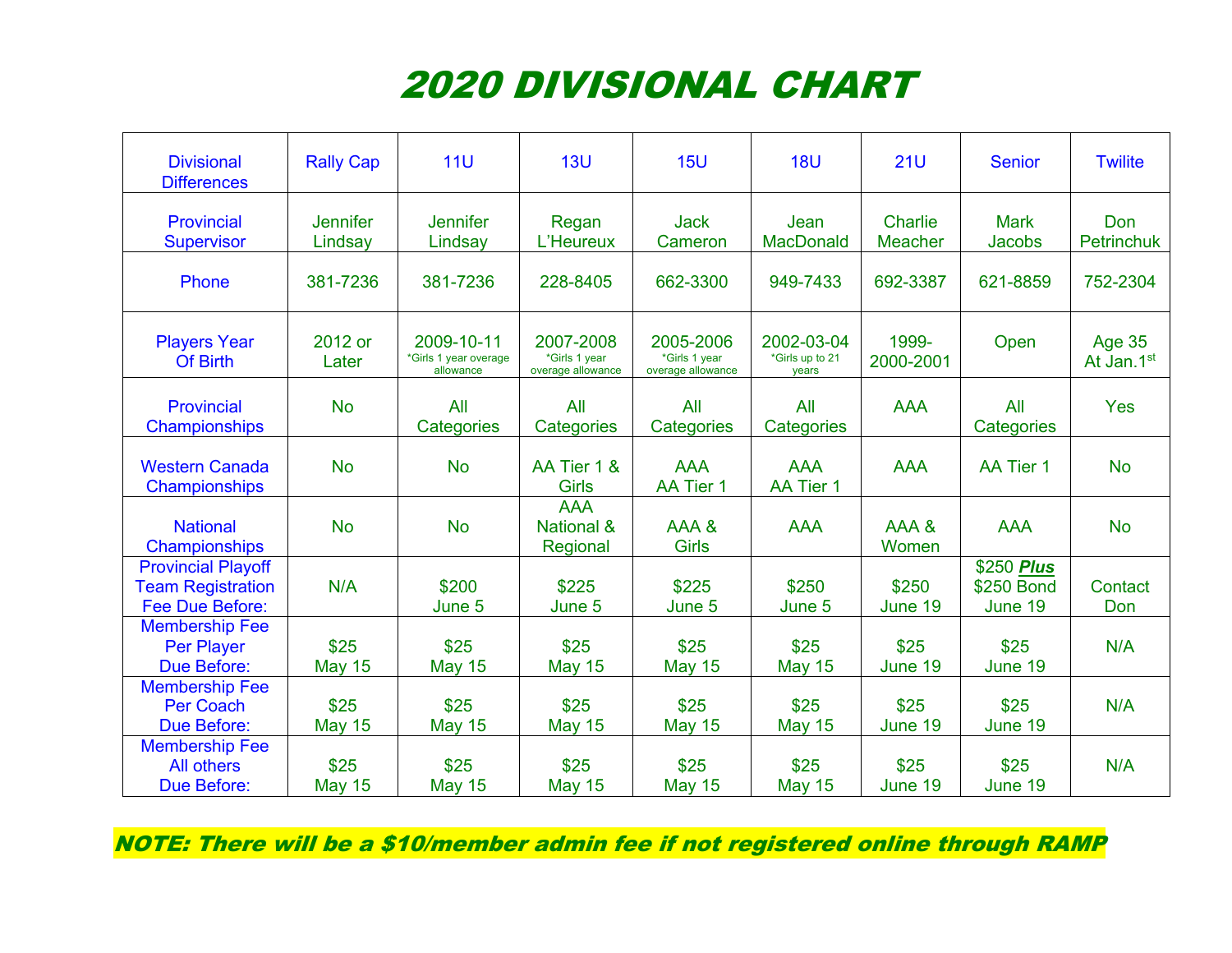# 2020 DIVISIONAL CHART

| Divisional Differences | Rally Cap | 11U | 13U | 15U | 18U | 21U | Senior | Twilite |
|---|---|---|---|---|---|---|---|---|
| Provincial Supervisor | Jennifer Lindsay | Jennifer Lindsay | Regan L'Heureux | Jack Cameron | Jean MacDonald | Charlie Meacher | Mark Jacobs | Don Petrinchuk |
| Phone | 381-7236 | 381-7236 | 228-8405 | 662-3300 | 949-7433 | 692-3387 | 621-8859 | 752-2304 |
| Players Year Of Birth | 2012 or Later | 2009-10-11 *Girls 1 year overage allowance | 2007-2008 *Girls 1 year overage allowance | 2005-2006 *Girls 1 year overage allowance | 2002-03-04 *Girls up to 21 years | 1999-2000-2001 | Open | Age 35 At Jan.1st |
| Provincial Championships | No | All Categories | All Categories | All Categories | All Categories | AAA | All Categories | Yes |
| Western Canada Championships | No | No | AA Tier 1 & Girls | AAA AA Tier 1 | AAA AA Tier 1 | AAA | AA Tier 1 | No |
| National Championships | No | No | AAA National & Regional | AAA & Girls | AAA | AAA & Women | AAA | No |
| Provincial Playoff Team Registration Fee Due Before: | N/A | $200 June 5 | $225 June 5 | $225 June 5 | $250 June 5 | $250 June 19 | $250 ***Plus*** $250 Bond June 19 | Contact Don |
| Membership Fee Per Player Due Before: | $25 May 15 | $25 May 15 | $25 May 15 | $25 May 15 | $25 May 15 | $25 June 19 | $25 June 19 | N/A |
| Membership Fee Per Coach Due Before: | $25 May 15 | $25 May 15 | $25 May 15 | $25 May 15 | $25 May 15 | $25 June 19 | $25 June 19 | N/A |
| Membership Fee All others Due Before: | $25 May 15 | $25 May 15 | $25 May 15 | $25 May 15 | $25 May 15 | $25 June 19 | $25 June 19 | N/A |

**NOTE: There will be a $10/member admin fee if not registered online through RAMP**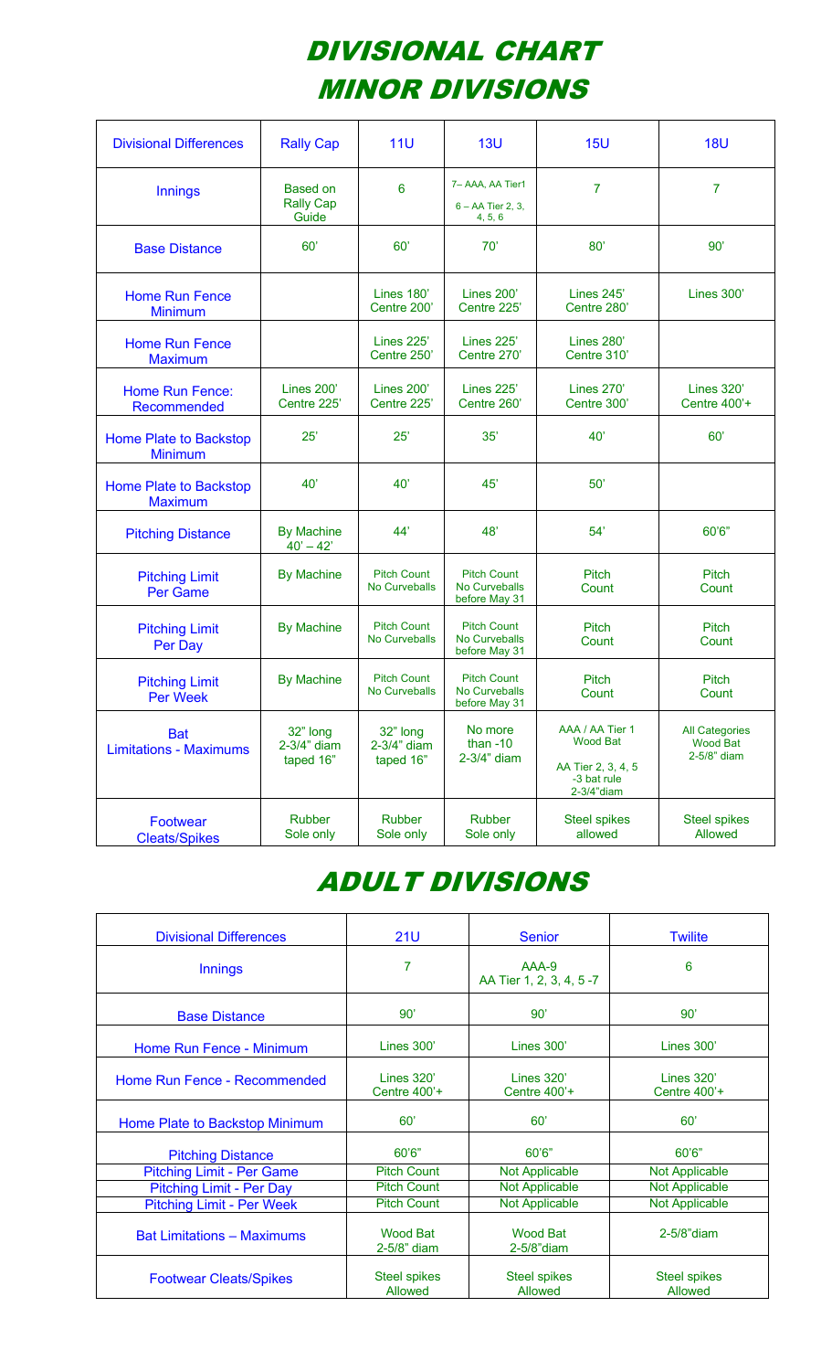# DIVISIONAL CHART

# MINOR DIVISIONS

| Divisional Differences | Rally Cap | 11U | 13U | 15U | 18U |
|---|---|---|---|---|---|
| Innings | Based on Rally Cap Guide | 6 | 7– AAA, AA Tier1<br>6 – AA Tier 2, 3, 4, 5, 6 | 7 | 7 |
| Base Distance | 60' | 60' | 70' | 80' | 90' |
| Home Run Fence Minimum | | Lines 180'<br>Centre 200' | Lines 200'<br>Centre 225' | Lines 245'<br>Centre 280' | Lines 300' |
| Home Run Fence Maximum | | Lines 225'<br>Centre 250' | Lines 225'<br>Centre 270' | Lines 280'<br>Centre 310' | |
| Home Run Fence: Recommended | Lines 200'<br>Centre 225' | Lines 200'<br>Centre 225' | Lines 225'<br>Centre 260' | Lines 270'<br>Centre 300' | Lines 320'<br>Centre 400'+ |
| Home Plate to Backstop Minimum | 25' | 25' | 35' | 40' | 60' |
| Home Plate to Backstop Maximum | 40' | 40' | 45' | 50' | |
| Pitching Distance | By Machine<br>40' – 42' | 44' | 48' | 54' | 60'6" |
| Pitching Limit Per Game | By Machine | Pitch Count<br>No Curveballs | Pitch Count<br>No Curveballs before May 31 | Pitch Count | Pitch Count |
| Pitching Limit Per Day | By Machine | Pitch Count<br>No Curveballs | Pitch Count<br>No Curveballs before May 31 | Pitch Count | Pitch Count |
| Pitching Limit Per Week | By Machine | Pitch Count<br>No Curveballs | Pitch Count<br>No Curveballs before May 31 | Pitch Count | Pitch Count |
| Bat Limitations - Maximums | 32" long<br>2-3/4" diam<br>taped 16" | 32" long<br>2-3/4" diam<br>taped 16" | No more than -10<br>2-3/4" diam | AAA / AA Tier 1<br>Wood Bat<br>AA Tier 2, 3, 4, 5<br>-3 bat rule<br>2-3/4"diam | All Categories<br>Wood Bat<br>2-5/8" diam |
| Footwear Cleats/Spikes | Rubber Sole only | Rubber Sole only | Rubber Sole only | Steel spikes allowed | Steel spikes Allowed |

# ADULT DIVISIONS

| Divisional Differences | 21U | Senior | Twilite |
|---|---|---|---|
| Innings | 7 | AAA-9<br>AA Tier 1, 2, 3, 4, 5 -7 | 6 |
| Base Distance | 90' | 90' | 90' |
| Home Run Fence - Minimum | Lines 300' | Lines 300' | Lines 300' |
| Home Run Fence - Recommended | Lines 320'<br>Centre 400'+ | Lines 320'<br>Centre 400'+ | Lines 320'<br>Centre 400'+ |
| Home Plate to Backstop Minimum | 60' | 60' | 60' |
| Pitching Distance | 60'6" | 60'6" | 60'6" |
| Pitching Limit - Per Game | Pitch Count | Not Applicable | Not Applicable |
| Pitching Limit - Per Day | Pitch Count | Not Applicable | Not Applicable |
| Pitching Limit - Per Week | Pitch Count | Not Applicable | Not Applicable |
| Bat Limitations – Maximums | Wood Bat<br>2-5/8" diam | Wood Bat<br>2-5/8"diam | 2-5/8"diam |
| Footwear Cleats/Spikes | Steel spikes Allowed | Steel spikes Allowed | Steel spikes Allowed |